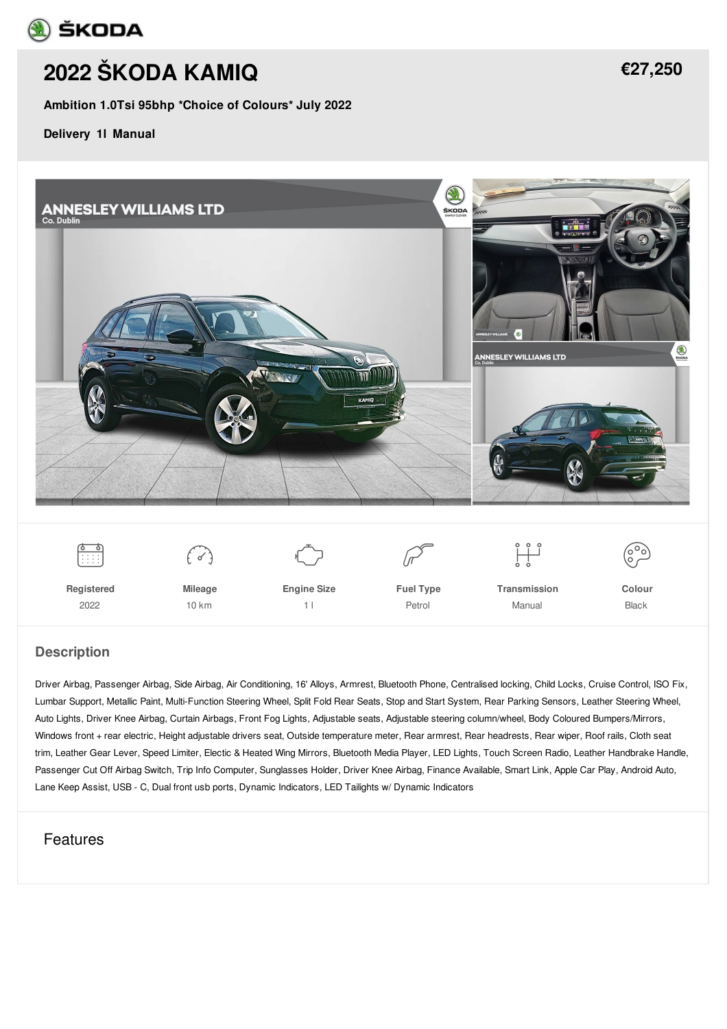# 2022 ŠKODA KAMIQ

**€27,250**

**Ambition 1.0Tsi 95bhp *Choice of Colours* July 2022**

**Delivery 1l Manual**

| Registered | Mileage | Engine Size | Fuel Type | Transmission | Colour |
|---|---|---|---|---|---|
| 2022 | 10 km | 1 l | Petrol | Manual | Black |

## Description

Driver Airbag, Passenger Airbag, Side Airbag, Air Conditioning, 16' Alloys, Armrest, Bluetooth Phone, Centralised locking, Child Locks, Cruise Control, ISO Fix, Lumbar Support, Metallic Paint, Multi-Function Steering Wheel, Split Fold Rear Seats, Stop and Start System, Rear Parking Sensors, Leather Steering Wheel, Auto Lights, Driver Knee Airbag, Curtain Airbags, Front Fog Lights, Adjustable seats, Adjustable steering column/wheel, Body Coloured Bumpers/Mirrors, Windows front + rear electric, Height adjustable drivers seat, Outside temperature meter, Rear armrest, Rear headrests, Rear wiper, Roof rails, Cloth seat trim, Leather Gear Lever, Speed Limiter, Electic & Heated Wing Mirrors, Bluetooth Media Player, LED Lights, Touch Screen Radio, Leather Handbrake Handle, Passenger Cut Off Airbag Switch, Trip Info Computer, Sunglasses Holder, Driver Knee Airbag, Finance Available, Smart Link, Apple Car Play, Android Auto, Lane Keep Assist, USB - C, Dual front usb ports, Dynamic Indicators, LED Tailights w/ Dynamic Indicators

## Features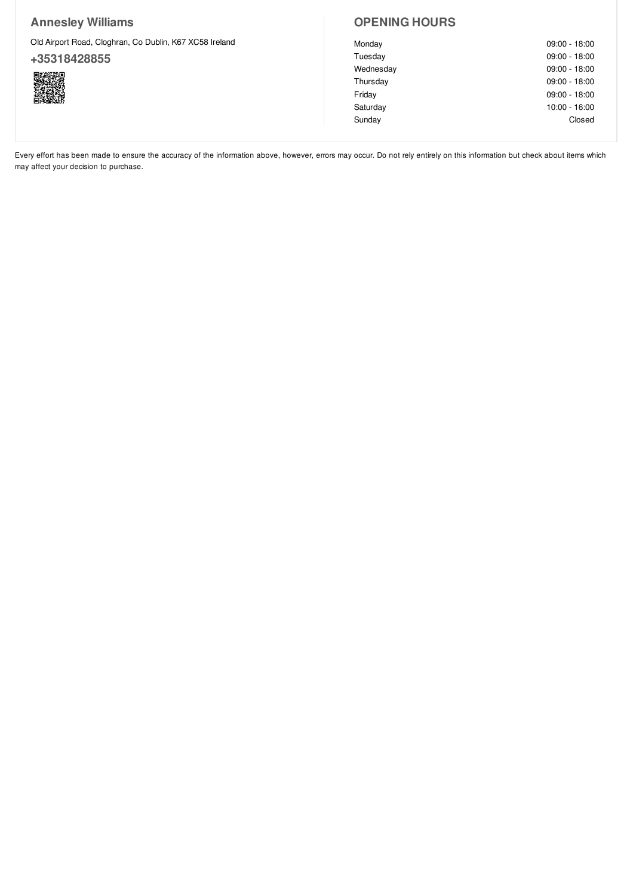## Annesley Williams

Old Airport Road, Cloghran, Co Dublin, K67 XC58 Ireland

**+35318428855**

## OPENING HOURS

| | |
|---|---|
| Monday | 09:00 - 18:00 |
| Tuesday | 09:00 - 18:00 |
| Wednesday | 09:00 - 18:00 |
| Thursday | 09:00 - 18:00 |
| Friday | 09:00 - 18:00 |
| Saturday | 10:00 - 16:00 |
| Sunday | Closed |

Every effort has been made to ensure the accuracy of the information above, however, errors may occur. Do not rely entirely on this information but check about items which may affect your decision to purchase.